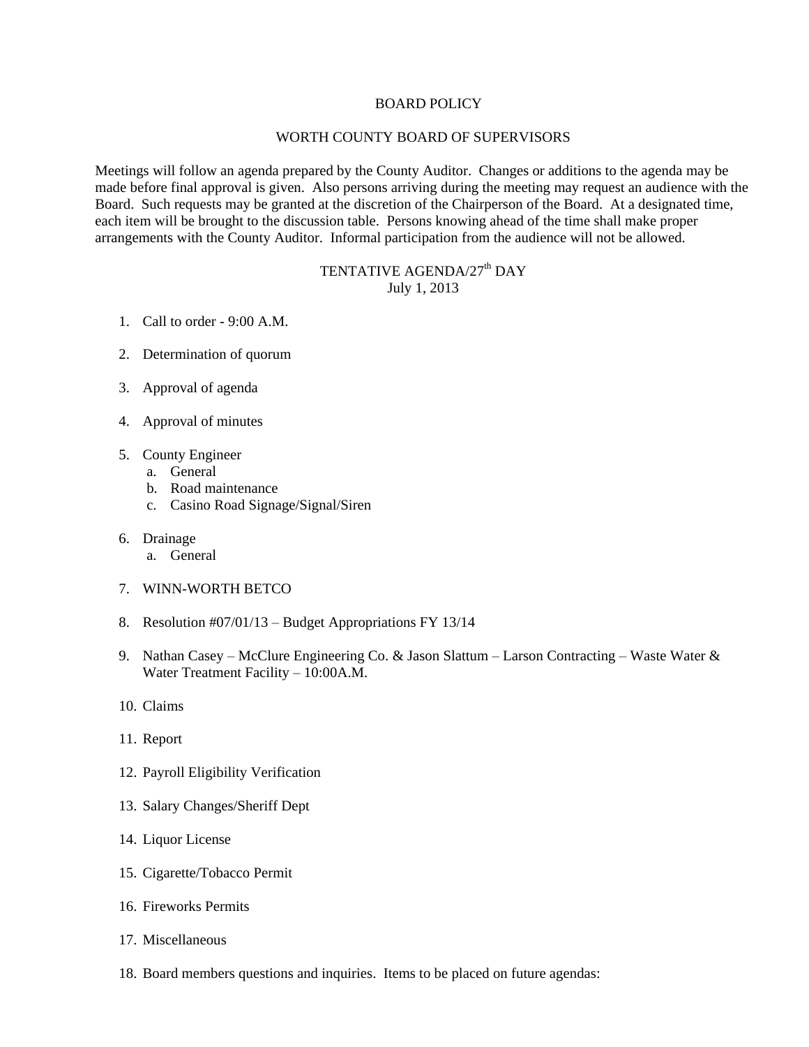# BOARD POLICY

## WORTH COUNTY BOARD OF SUPERVISORS

Meetings will follow an agenda prepared by the County Auditor. Changes or additions to the agenda may be made before final approval is given. Also persons arriving during the meeting may request an audience with the Board. Such requests may be granted at the discretion of the Chairperson of the Board. At a designated time, each item will be brought to the discussion table. Persons knowing ahead of the time shall make proper arrangements with the County Auditor. Informal participation from the audience will not be allowed.

## TENTATIVE AGENDA/27th DAY
July 1, 2013

1. Call to order - 9:00 A.M.

2. Determination of quorum

3. Approval of agenda

4. Approval of minutes

5. County Engineer
   a. General
   b. Road maintenance
   c. Casino Road Signage/Signal/Siren

6. Drainage
   a. General

7. WINN-WORTH BETCO

8. Resolution #07/01/13 – Budget Appropriations FY 13/14

9. Nathan Casey – McClure Engineering Co. & Jason Slattum – Larson Contracting – Waste Water & Water Treatment Facility – 10:00A.M.

10. Claims

11. Report

12. Payroll Eligibility Verification

13. Salary Changes/Sheriff Dept

14. Liquor License

15. Cigarette/Tobacco Permit

16. Fireworks Permits

17. Miscellaneous

18. Board members questions and inquiries. Items to be placed on future agendas: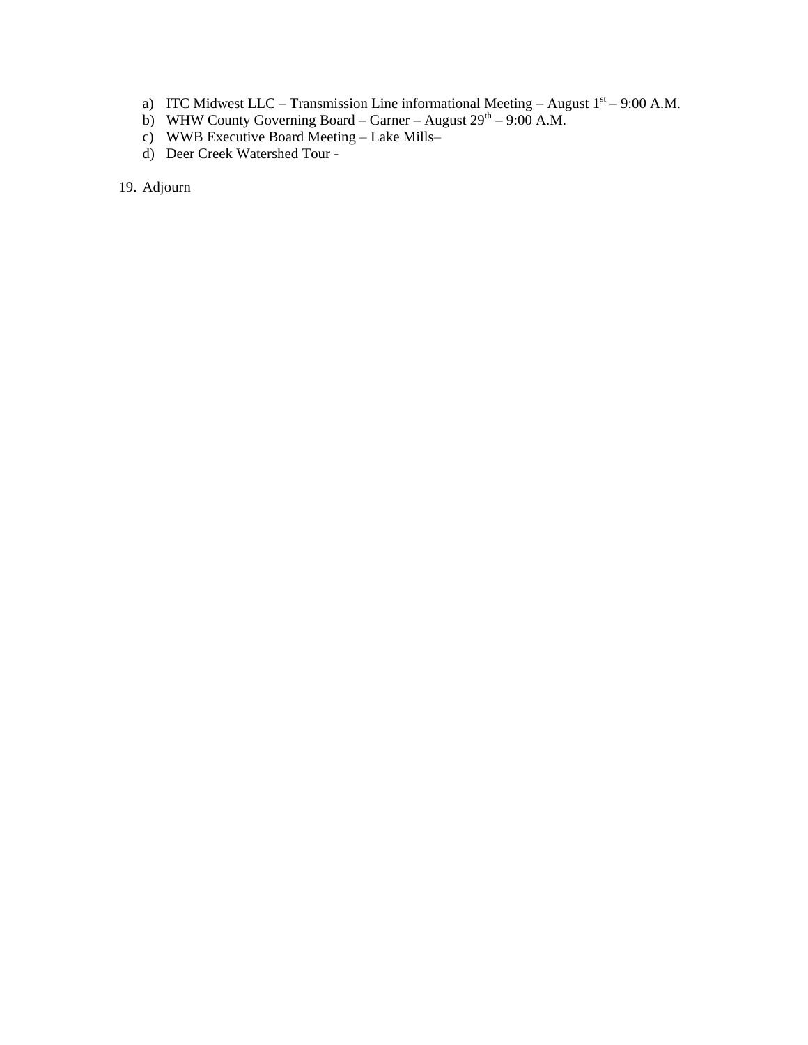a) ITC Midwest LLC – Transmission Line informational Meeting – August 1st – 9:00 A.M.
b) WHW County Governing Board – Garner – August 29th – 9:00 A.M.
c) WWB Executive Board Meeting – Lake Mills–
d) Deer Creek Watershed Tour -

19. Adjourn